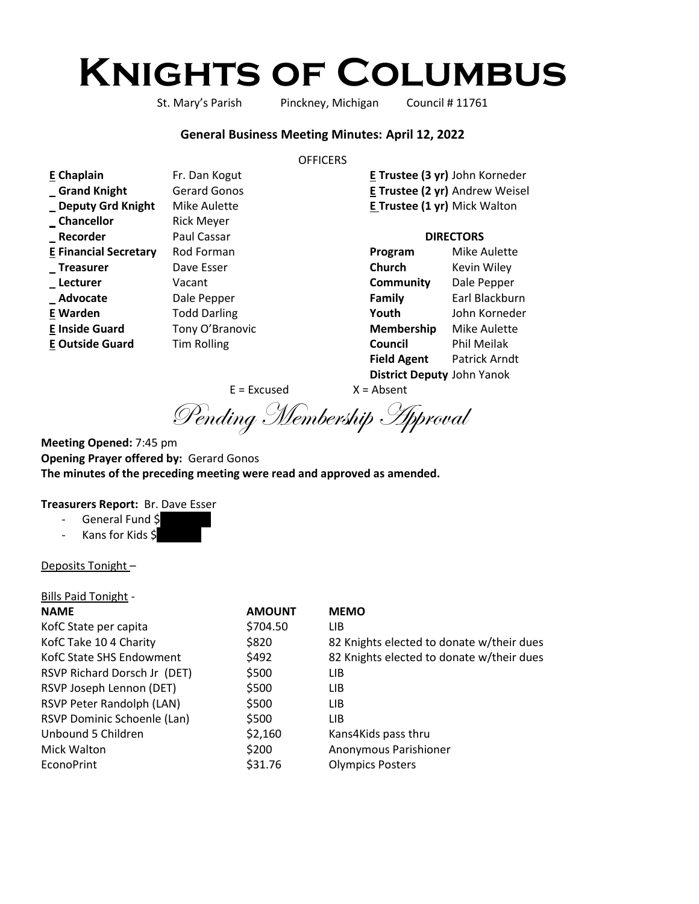# Knights of Columbus

St. Mary's Parish　　Pinckney, Michigan　　Council # 11761

## General Business Meeting Minutes: April 12, 2022

OFFICERS

| | | |
|---|---|---|
| **E Chaplain** | Fr. Dan Kogut | |
| **_ Grand Knight** | Gerard Gonos | |
| **_ Deputy Grd Knight** | Mike Aulette | |
| **_ Chancellor** | Rick Meyer | |
| **_ Recorder** | Paul Cassar | |
| **E Financial Secretary** | Rod Forman | |
| **_ Treasurer** | Dave Esser | |
| **_ Lecturer** | Vacant | |
| **_ Advocate** | Dale Pepper | |
| **E Warden** | Todd Darling | |
| **E Inside Guard** | Tony O'Branovic | |
| **E Outside Guard** | Tim Rolling | |

**E Trustee (3 yr)** John Korneder
**E Trustee (2 yr)** Andrew Weisel
**E Trustee (1 yr)** Mick Walton

**DIRECTORS**

| | |
|---|---|
| **Program** | Mike Aulette |
| **Church** | Kevin Wiley |
| **Community** | Dale Pepper |
| **Family** | Earl Blackburn |
| **Youth** | John Korneder |
| **Membership** | Mike Aulette |
| **Council** | Phil Meilak |
| **Field Agent** | Patrick Arndt |
| **District Deputy** | John Yanok |

E = Excused　　X = Absent

*Pending Membership Approval*

**Meeting Opened:** 7:45 pm
**Opening Prayer offered by:** Gerard Gonos
**The minutes of the preceding meeting were read and approved as amended.**

**Treasurers Report:** Br. Dave Esser

- General Fund $
- Kans for Kids $

Deposits Tonight –

Bills Paid Tonight -

| NAME | AMOUNT | MEMO |
|---|---|---|
| KofC State per capita | $704.50 | LIB |
| KofC Take 10 4 Charity | $820 | 82 Knights elected to donate w/their dues |
| KofC State SHS Endowment | $492 | 82 Knights elected to donate w/their dues |
| RSVP Richard Dorsch Jr (DET) | $500 | LIB |
| RSVP Joseph Lennon (DET) | $500 | LIB |
| RSVP Peter Randolph (LAN) | $500 | LIB |
| RSVP Dominic Schoenle (Lan) | $500 | LIB |
| Unbound 5 Children | $2,160 | Kans4Kids pass thru |
| Mick Walton | $200 | Anonymous Parishioner |
| EconoPrint | $31.76 | Olympics Posters |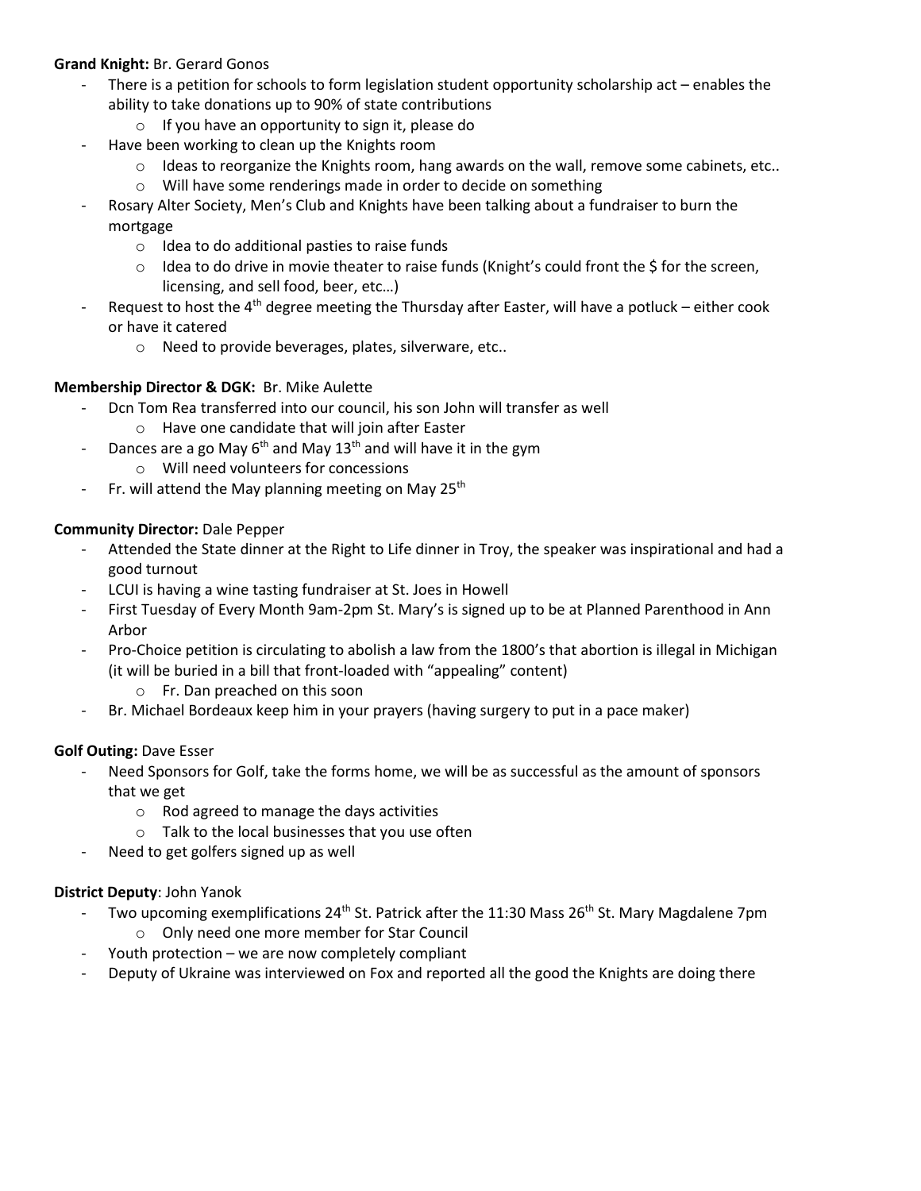**Grand Knight:** Br. Gerard Gonos

- There is a petition for schools to form legislation student opportunity scholarship act – enables the ability to take donations up to 90% of state contributions
    - If you have an opportunity to sign it, please do
- Have been working to clean up the Knights room
    - Ideas to reorganize the Knights room, hang awards on the wall, remove some cabinets, etc..
    - Will have some renderings made in order to decide on something
- Rosary Alter Society, Men's Club and Knights have been talking about a fundraiser to burn the mortgage
    - Idea to do additional pasties to raise funds
    - Idea to do drive in movie theater to raise funds (Knight's could front the $ for the screen, licensing, and sell food, beer, etc…)
- Request to host the 4th degree meeting the Thursday after Easter, will have a potluck – either cook or have it catered
    - Need to provide beverages, plates, silverware, etc..

**Membership Director & DGK:** Br. Mike Aulette

- Dcn Tom Rea transferred into our council, his son John will transfer as well
    - Have one candidate that will join after Easter
- Dances are a go May 6th and May 13th and will have it in the gym
    - Will need volunteers for concessions
- Fr. will attend the May planning meeting on May 25th

**Community Director:** Dale Pepper

- Attended the State dinner at the Right to Life dinner in Troy, the speaker was inspirational and had a good turnout
- LCUI is having a wine tasting fundraiser at St. Joes in Howell
- First Tuesday of Every Month 9am-2pm St. Mary's is signed up to be at Planned Parenthood in Ann Arbor
- Pro-Choice petition is circulating to abolish a law from the 1800's that abortion is illegal in Michigan (it will be buried in a bill that front-loaded with "appealing" content)
    - Fr. Dan preached on this soon
- Br. Michael Bordeaux keep him in your prayers (having surgery to put in a pace maker)

**Golf Outing:** Dave Esser

- Need Sponsors for Golf, take the forms home, we will be as successful as the amount of sponsors that we get
    - Rod agreed to manage the days activities
    - Talk to the local businesses that you use often
- Need to get golfers signed up as well

**District Deputy**: John Yanok

- Two upcoming exemplifications 24th St. Patrick after the 11:30 Mass 26th St. Mary Magdalene 7pm
    - Only need one more member for Star Council
- Youth protection – we are now completely compliant
- Deputy of Ukraine was interviewed on Fox and reported all the good the Knights are doing there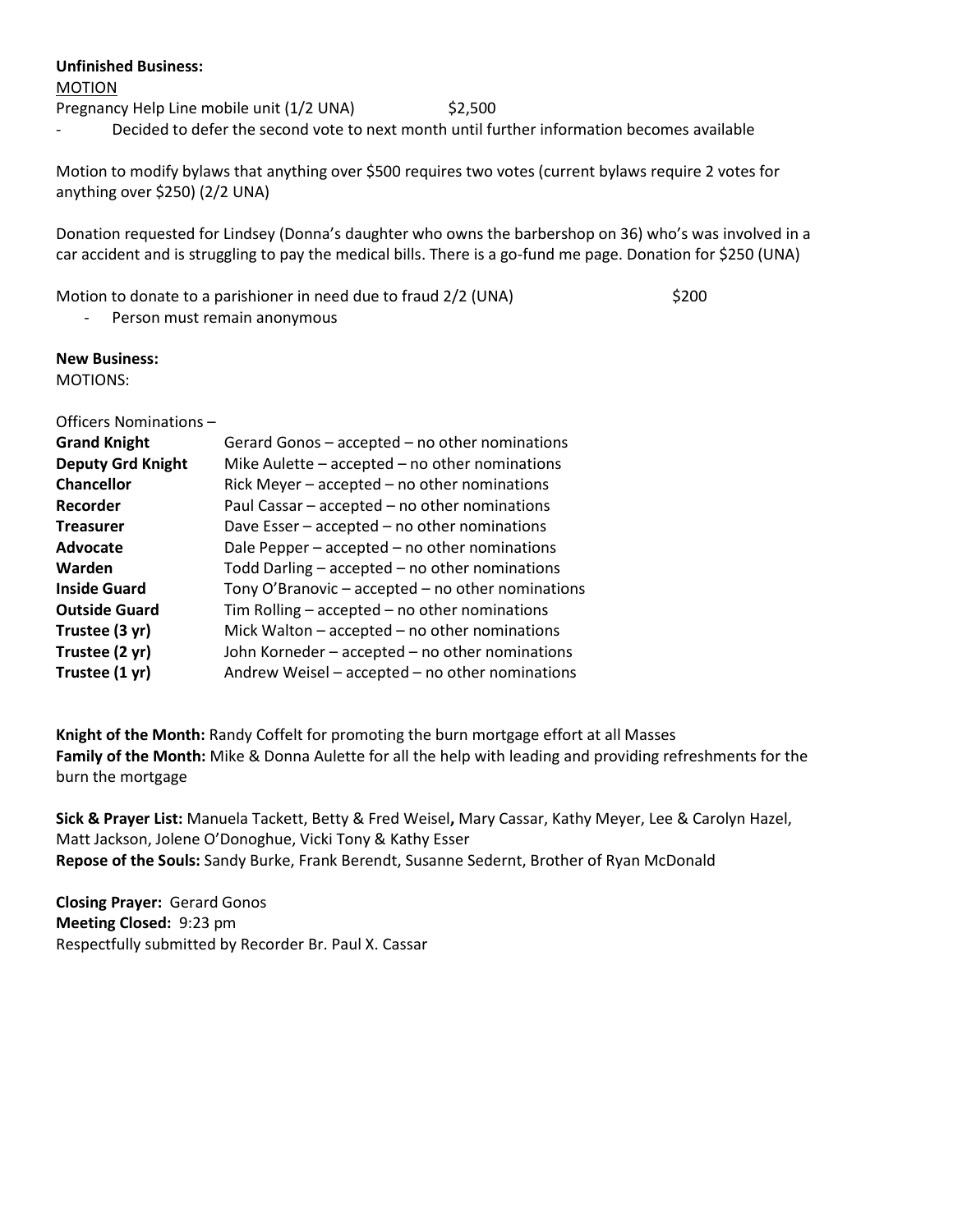**Unfinished Business:**

MOTION

Pregnancy Help Line mobile unit (1/2 UNA) $2,500

- Decided to defer the second vote to next month until further information becomes available

Motion to modify bylaws that anything over $500 requires two votes (current bylaws require 2 votes for anything over $250) (2/2 UNA)

Donation requested for Lindsey (Donna's daughter who owns the barbershop on 36) who's was involved in a car accident and is struggling to pay the medical bills. There is a go-fund me page. Donation for $250 (UNA)

Motion to donate to a parishioner in need due to fraud 2/2 (UNA) $200

- Person must remain anonymous

**New Business:**

MOTIONS:

Officers Nominations –

| | |
|---|---|
| **Grand Knight** | Gerard Gonos – accepted – no other nominations |
| **Deputy Grd Knight** | Mike Aulette – accepted – no other nominations |
| **Chancellor** | Rick Meyer – accepted – no other nominations |
| **Recorder** | Paul Cassar – accepted – no other nominations |
| **Treasurer** | Dave Esser – accepted – no other nominations |
| **Advocate** | Dale Pepper – accepted – no other nominations |
| **Warden** | Todd Darling – accepted – no other nominations |
| **Inside Guard** | Tony O'Branovic – accepted – no other nominations |
| **Outside Guard** | Tim Rolling – accepted – no other nominations |
| **Trustee (3 yr)** | Mick Walton – accepted – no other nominations |
| **Trustee (2 yr)** | John Korneder – accepted – no other nominations |
| **Trustee (1 yr)** | Andrew Weisel – accepted – no other nominations |

**Knight of the Month:** Randy Coffelt for promoting the burn mortgage effort at all Masses

**Family of the Month:** Mike & Donna Aulette for all the help with leading and providing refreshments for the burn the mortgage

**Sick & Prayer List:** Manuela Tackett, Betty & Fred Weisel**,** Mary Cassar, Kathy Meyer, Lee & Carolyn Hazel, Matt Jackson, Jolene O'Donoghue, Vicki Tony & Kathy Esser

**Repose of the Souls:** Sandy Burke, Frank Berendt, Susanne Sedernt, Brother of Ryan McDonald

**Closing Prayer:** Gerard Gonos

**Meeting Closed:** 9:23 pm

Respectfully submitted by Recorder Br. Paul X. Cassar